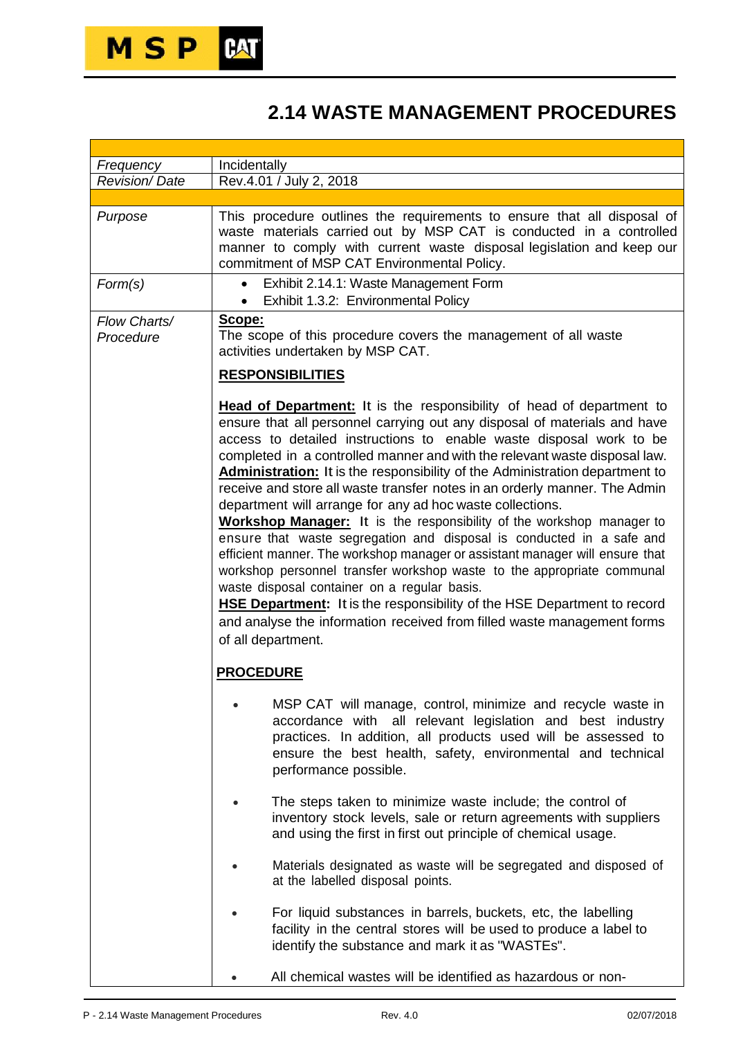# 2.14 WASTE MANAGEMENT PROCEDURES

| | |
|---|---|
| *Frequency* | Incidentally |
| *Revision/ Date* | Rev.4.01 / July 2, 2018 |
| | |
| *Purpose* | This procedure outlines the requirements to ensure that all disposal of waste materials carried out by MSP CAT is conducted in a controlled manner to comply with current waste disposal legislation and keep our commitment of MSP CAT Environmental Policy. |
| *Form(s)* | • Exhibit 2.14.1: Waste Management Form<br>• Exhibit 1.3.2: Environmental Policy |
| *Flow Charts/ Procedure* | **Scope:**<br>The scope of this procedure covers the management of all waste activities undertaken by MSP CAT.<br><br>**RESPONSIBILITIES**<br><br>**Head of Department:** It is the responsibility of head of department to ensure that all personnel carrying out any disposal of materials and have access to detailed instructions to enable waste disposal work to be completed in a controlled manner and with the relevant waste disposal law.<br>**Administration:** It is the responsibility of the Administration department to receive and store all waste transfer notes in an orderly manner. The Admin department will arrange for any ad hoc waste collections.<br>**Workshop Manager:** It is the responsibility of the workshop manager to ensure that waste segregation and disposal is conducted in a safe and efficient manner. The workshop manager or assistant manager will ensure that workshop personnel transfer workshop waste to the appropriate communal waste disposal container on a regular basis.<br>**HSE Department:** It is the responsibility of the HSE Department to record and analyse the information received from filled waste management forms of all department.<br><br>**PROCEDURE**<br><br>• MSP CAT will manage, control, minimize and recycle waste in accordance with all relevant legislation and best industry practices. In addition, all products used will be assessed to ensure the best health, safety, environmental and technical performance possible.<br><br>• The steps taken to minimize waste include; the control of inventory stock levels, sale or return agreements with suppliers and using the first in first out principle of chemical usage.<br><br>• Materials designated as waste will be segregated and disposed of at the labelled disposal points.<br><br>• For liquid substances in barrels, buckets, etc, the labelling facility in the central stores will be used to produce a label to identify the substance and mark it as "WASTEs".<br><br>• All chemical wastes will be identified as hazardous or non- |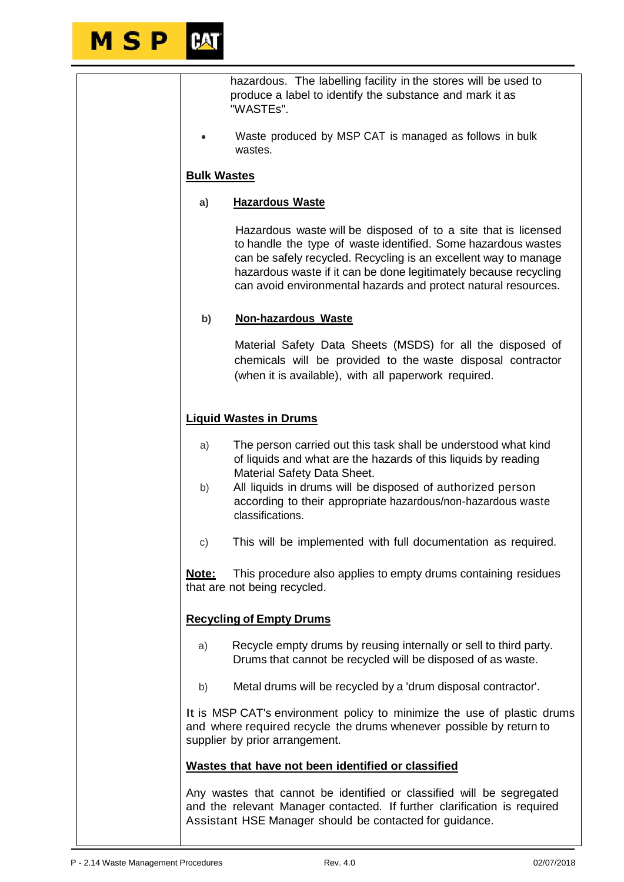hazardous. The labelling facility in the stores will be used to produce a label to identify the substance and mark it as "WASTEs".

- Waste produced by MSP CAT is managed as follows in bulk wastes.

**Bulk Wastes**

**a) Hazardous Waste**

Hazardous waste will be disposed of to a site that is licensed to handle the type of waste identified. Some hazardous wastes can be safely recycled. Recycling is an excellent way to manage hazardous waste if it can be done legitimately because recycling can avoid environmental hazards and protect natural resources.

**b) Non-hazardous Waste**

Material Safety Data Sheets (MSDS) for all the disposed of chemicals will be provided to the waste disposal contractor (when it is available), with all paperwork required.

**Liquid Wastes in Drums**

a) The person carried out this task shall be understood what kind of liquids and what are the hazards of this liquids by reading Material Safety Data Sheet.

b) All liquids in drums will be disposed of authorized person according to their appropriate hazardous/non-hazardous waste classifications.

c) This will be implemented with full documentation as required.

**Note:** This procedure also applies to empty drums containing residues that are not being recycled.

**Recycling of Empty Drums**

a) Recycle empty drums by reusing internally or sell to third party. Drums that cannot be recycled will be disposed of as waste.

b) Metal drums will be recycled by a 'drum disposal contractor'.

It is MSP CAT's environment policy to minimize the use of plastic drums and where required recycle the drums whenever possible by return to supplier by prior arrangement.

**Wastes that have not been identified or classified**

Any wastes that cannot be identified or classified will be segregated and the relevant Manager contacted. If further clarification is required Assistant HSE Manager should be contacted for guidance.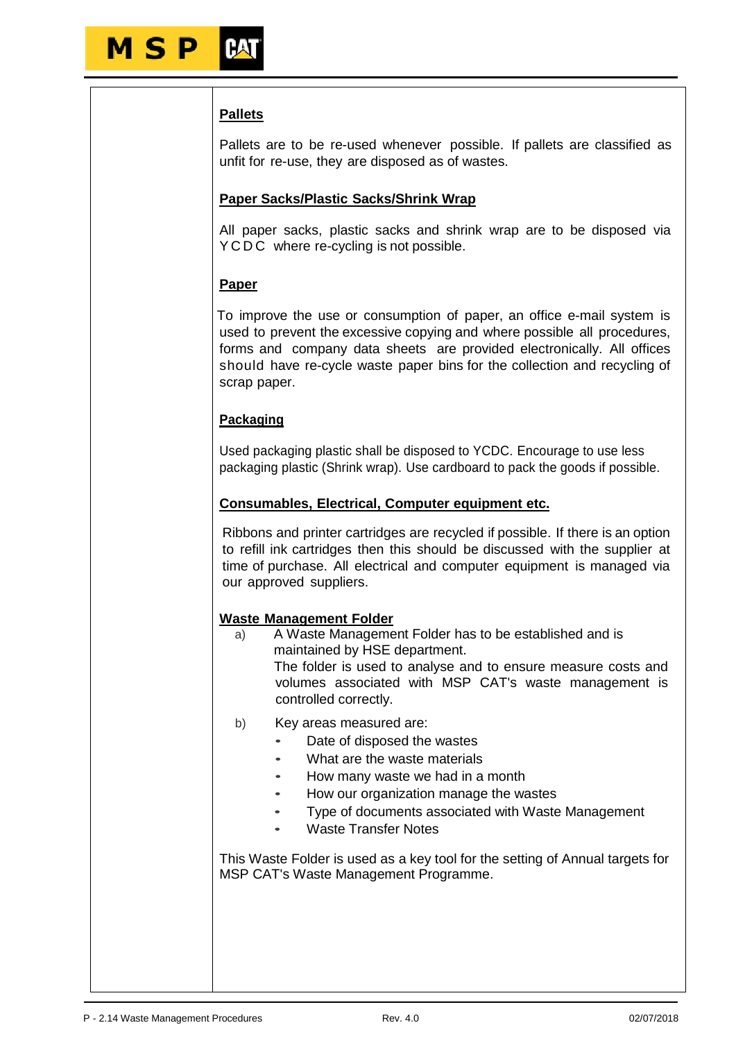**Pallets**

Pallets are to be re-used whenever possible. If pallets are classified as unfit for re-use, they are disposed as of wastes.

**Paper Sacks/Plastic Sacks/Shrink Wrap**

All paper sacks, plastic sacks and shrink wrap are to be disposed via YCDC where re-cycling is not possible.

**Paper**

To improve the use or consumption of paper, an office e-mail system is used to prevent the excessive copying and where possible all procedures, forms and company data sheets are provided electronically. All offices should have re-cycle waste paper bins for the collection and recycling of scrap paper.

**Packaging**

Used packaging plastic shall be disposed to YCDC. Encourage to use less packaging plastic (Shrink wrap). Use cardboard to pack the goods if possible.

**Consumables, Electrical, Computer equipment etc.**

Ribbons and printer cartridges are recycled if possible. If there is an option to refill ink cartridges then this should be discussed with the supplier at time of purchase. All electrical and computer equipment is managed via our approved suppliers.

**Waste Management Folder**

a) A Waste Management Folder has to be established and is maintained by HSE department.
   The folder is used to analyse and to ensure measure costs and volumes associated with MSP CAT's waste management is controlled correctly.

b) Key areas measured are:
   - Date of disposed the wastes
   - What are the waste materials
   - How many waste we had in a month
   - How our organization manage the wastes
   - Type of documents associated with Waste Management
   - Waste Transfer Notes

This Waste Folder is used as a key tool for the setting of Annual targets for MSP CAT's Waste Management Programme.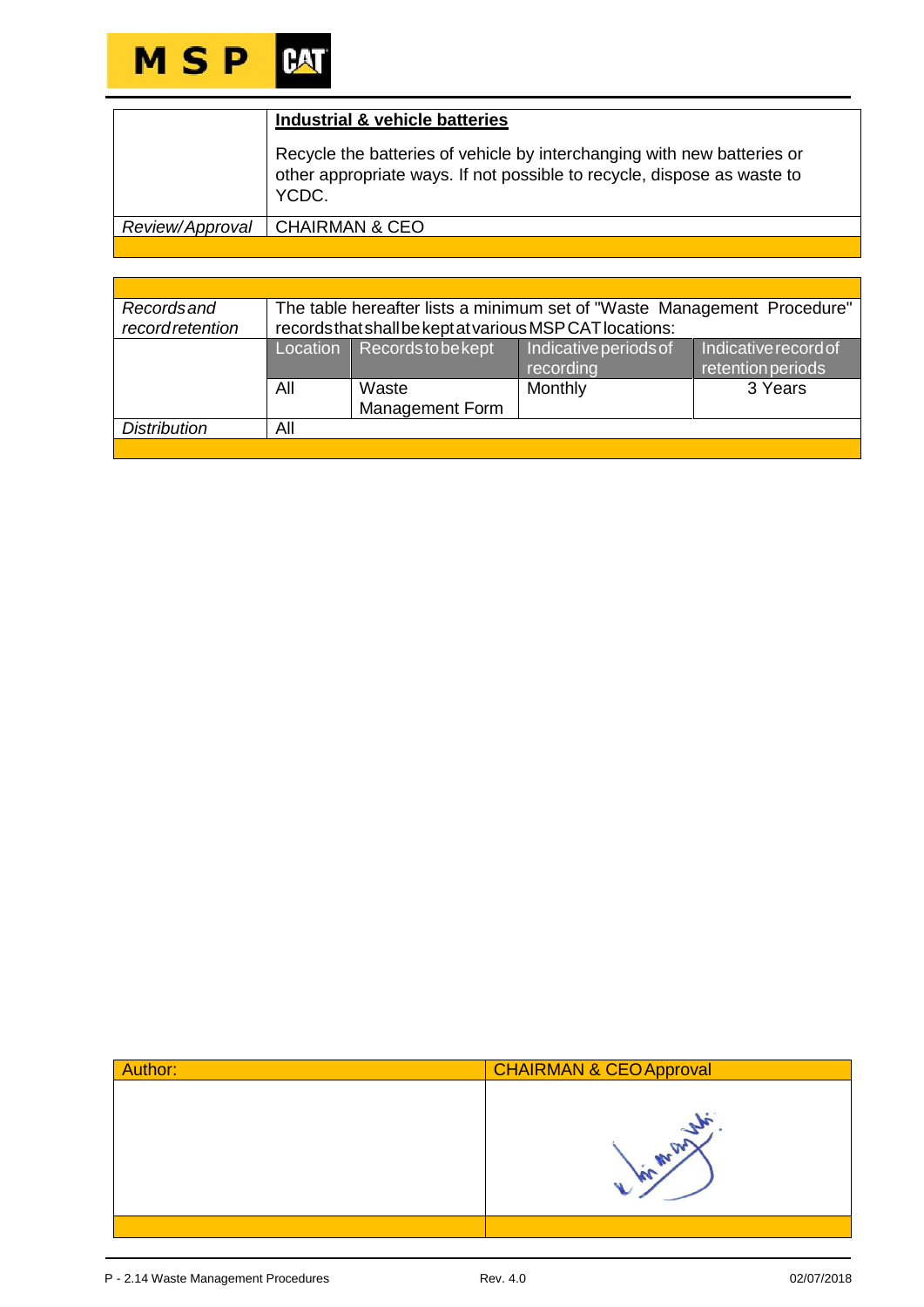| | |
|---|---|
| | **Industrial & vehicle batteries**<br><br>Recycle the batteries of vehicle by interchanging with new batteries or other appropriate ways. If not possible to recycle, dispose as waste to YCDC. |
| *Review/Approval* | CHAIRMAN & CEO |

| | | | | |
|---|---|---|---|---|
| *Records and record retention* | The table hereafter lists a minimum set of "Waste Management Procedure" records that shall be kept at various MSP CAT locations: | | | |
| | Location | Records to be kept | Indicative periods of recording | Indicative record of retention periods |
| | All | Waste Management Form | Monthly | 3 Years |
| *Distribution* | All | | | |

| Author: | CHAIRMAN & CEO Approval |
|---|---|
| | |